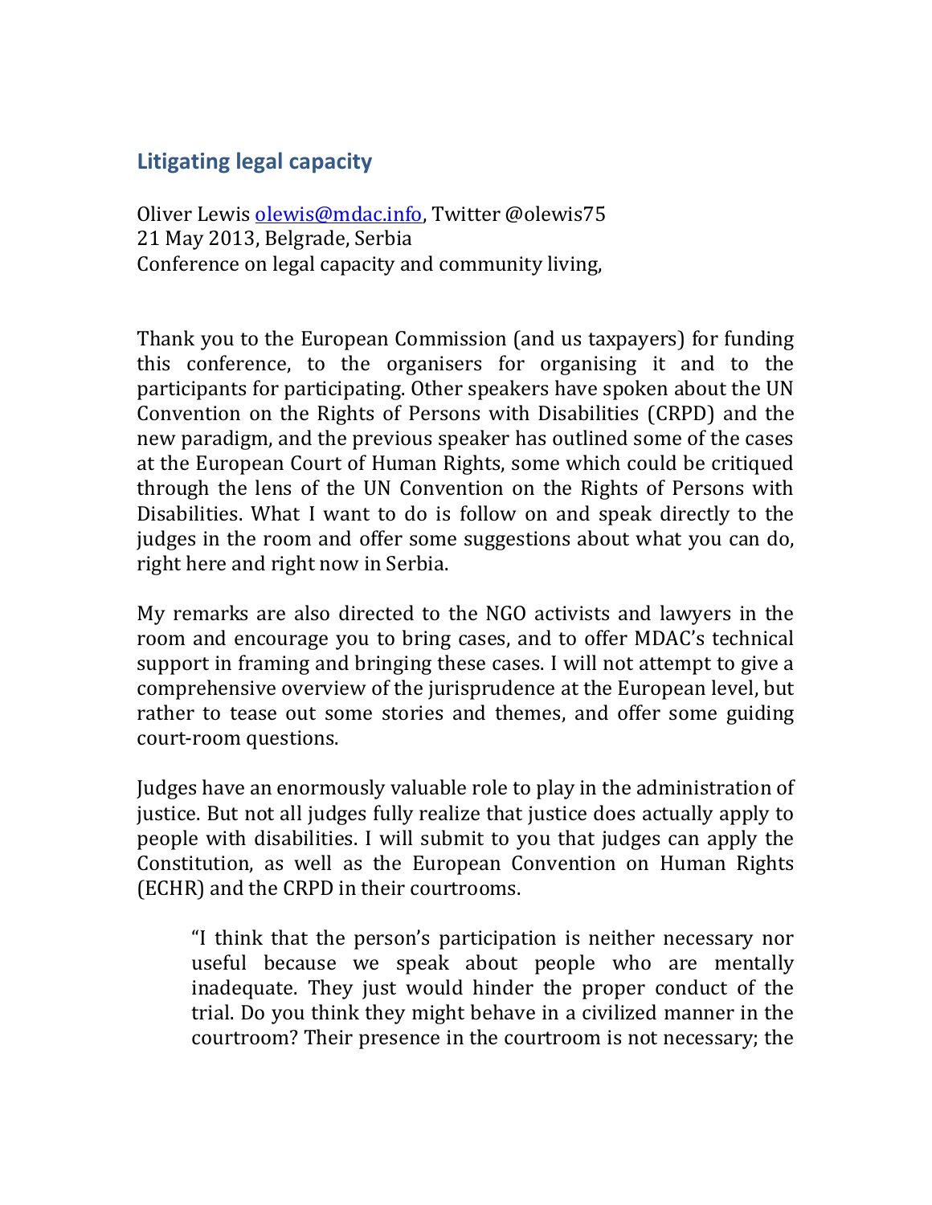## Litigating legal capacity

Oliver Lewis olewis@mdac.info, Twitter @olewis75
21 May 2013, Belgrade, Serbia
Conference on legal capacity and community living,

Thank you to the European Commission (and us taxpayers) for funding this conference, to the organisers for organising it and to the participants for participating. Other speakers have spoken about the UN Convention on the Rights of Persons with Disabilities (CRPD) and the new paradigm, and the previous speaker has outlined some of the cases at the European Court of Human Rights, some which could be critiqued through the lens of the UN Convention on the Rights of Persons with Disabilities. What I want to do is follow on and speak directly to the judges in the room and offer some suggestions about what you can do, right here and right now in Serbia.

My remarks are also directed to the NGO activists and lawyers in the room and encourage you to bring cases, and to offer MDAC's technical support in framing and bringing these cases. I will not attempt to give a comprehensive overview of the jurisprudence at the European level, but rather to tease out some stories and themes, and offer some guiding court-room questions.

Judges have an enormously valuable role to play in the administration of justice. But not all judges fully realize that justice does actually apply to people with disabilities. I will submit to you that judges can apply the Constitution, as well as the European Convention on Human Rights (ECHR) and the CRPD in their courtrooms.

> "I think that the person's participation is neither necessary nor useful because we speak about people who are mentally inadequate. They just would hinder the proper conduct of the trial. Do you think they might behave in a civilized manner in the courtroom? Their presence in the courtroom is not necessary; the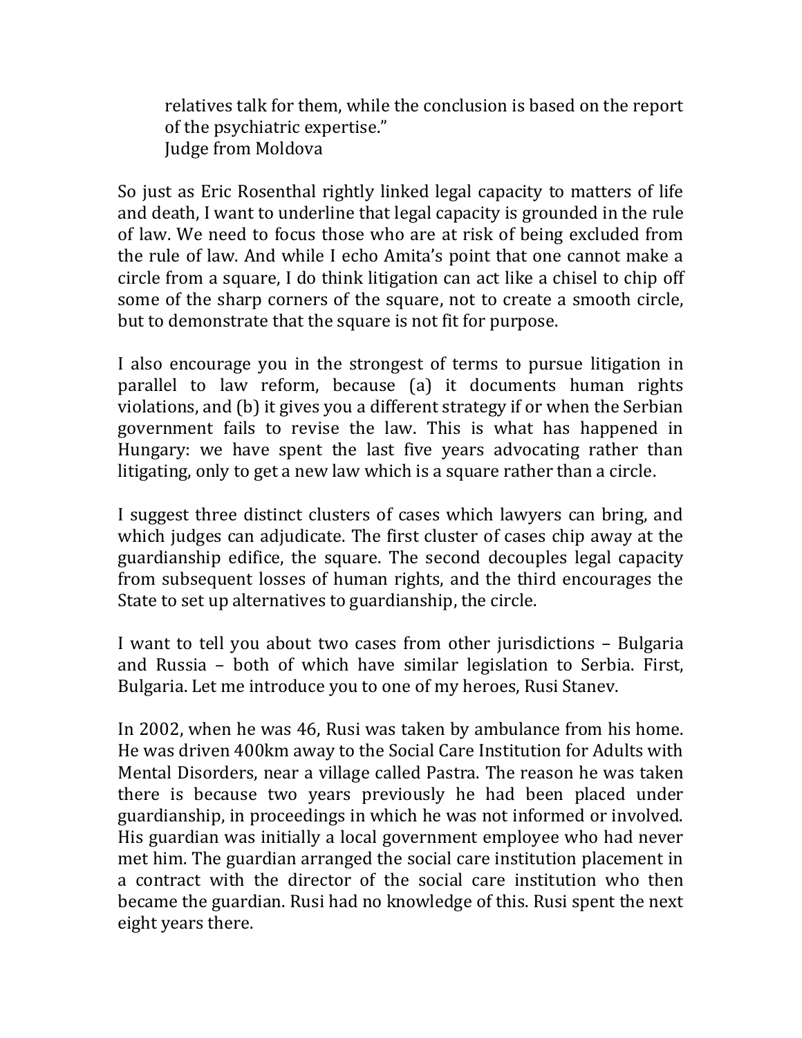> relatives talk for them, while the conclusion is based on the report of the psychiatric expertise."
> Judge from Moldova

So just as Eric Rosenthal rightly linked legal capacity to matters of life and death, I want to underline that legal capacity is grounded in the rule of law. We need to focus those who are at risk of being excluded from the rule of law. And while I echo Amita's point that one cannot make a circle from a square, I do think litigation can act like a chisel to chip off some of the sharp corners of the square, not to create a smooth circle, but to demonstrate that the square is not fit for purpose.

I also encourage you in the strongest of terms to pursue litigation in parallel to law reform, because (a) it documents human rights violations, and (b) it gives you a different strategy if or when the Serbian government fails to revise the law. This is what has happened in Hungary: we have spent the last five years advocating rather than litigating, only to get a new law which is a square rather than a circle.

I suggest three distinct clusters of cases which lawyers can bring, and which judges can adjudicate. The first cluster of cases chip away at the guardianship edifice, the square. The second decouples legal capacity from subsequent losses of human rights, and the third encourages the State to set up alternatives to guardianship, the circle.

I want to tell you about two cases from other jurisdictions – Bulgaria and Russia – both of which have similar legislation to Serbia. First, Bulgaria. Let me introduce you to one of my heroes, Rusi Stanev.

In 2002, when he was 46, Rusi was taken by ambulance from his home. He was driven 400km away to the Social Care Institution for Adults with Mental Disorders, near a village called Pastra. The reason he was taken there is because two years previously he had been placed under guardianship, in proceedings in which he was not informed or involved. His guardian was initially a local government employee who had never met him. The guardian arranged the social care institution placement in a contract with the director of the social care institution who then became the guardian. Rusi had no knowledge of this. Rusi spent the next eight years there.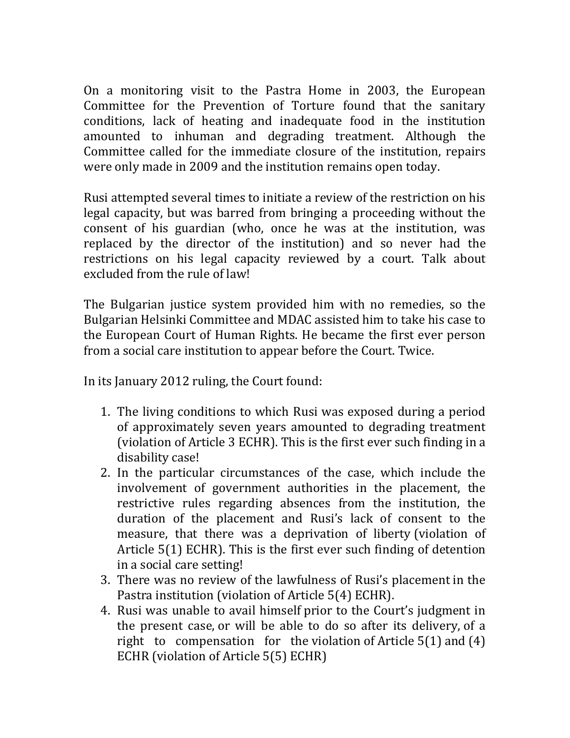On a monitoring visit to the Pastra Home in 2003, the European Committee for the Prevention of Torture found that the sanitary conditions, lack of heating and inadequate food in the institution amounted to inhuman and degrading treatment. Although the Committee called for the immediate closure of the institution, repairs were only made in 2009 and the institution remains open today.

Rusi attempted several times to initiate a review of the restriction on his legal capacity, but was barred from bringing a proceeding without the consent of his guardian (who, once he was at the institution, was replaced by the director of the institution) and so never had the restrictions on his legal capacity reviewed by a court. Talk about excluded from the rule of law!

The Bulgarian justice system provided him with no remedies, so the Bulgarian Helsinki Committee and MDAC assisted him to take his case to the European Court of Human Rights. He became the first ever person from a social care institution to appear before the Court. Twice.

In its January 2012 ruling, the Court found:

1. The living conditions to which Rusi was exposed during a period of approximately seven years amounted to degrading treatment (violation of Article 3 ECHR). This is the first ever such finding in a disability case!
2. In the particular circumstances of the case, which include the involvement of government authorities in the placement, the restrictive rules regarding absences from the institution, the duration of the placement and Rusi's lack of consent to the measure, that there was a deprivation of liberty (violation of Article 5(1) ECHR). This is the first ever such finding of detention in a social care setting!
3. There was no review of the lawfulness of Rusi's placement in the Pastra institution (violation of Article 5(4) ECHR).
4. Rusi was unable to avail himself prior to the Court's judgment in the present case, or will be able to do so after its delivery, of a right to compensation for the violation of Article 5(1) and (4) ECHR (violation of Article 5(5) ECHR)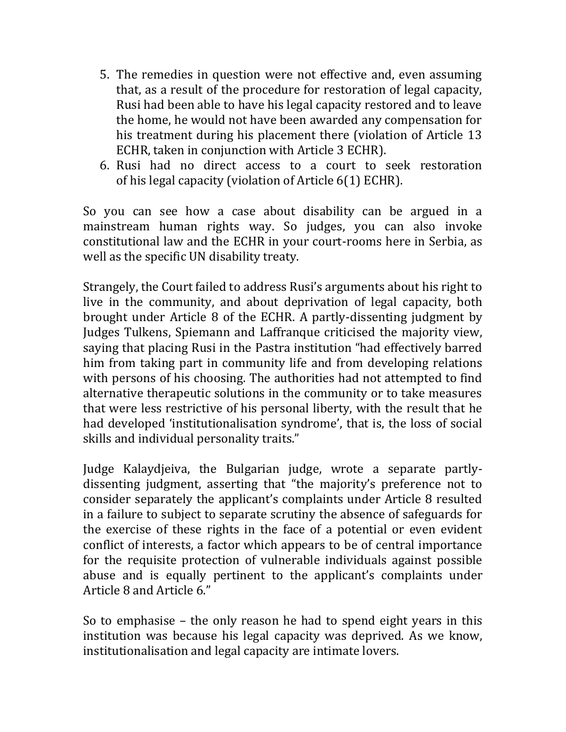5. The remedies in question were not effective and, even assuming that, as a result of the procedure for restoration of legal capacity, Rusi had been able to have his legal capacity restored and to leave the home, he would not have been awarded any compensation for his treatment during his placement there (violation of Article 13 ECHR, taken in conjunction with Article 3 ECHR).
6. Rusi had no direct access to a court to seek restoration of his legal capacity (violation of Article 6(1) ECHR).

So you can see how a case about disability can be argued in a mainstream human rights way. So judges, you can also invoke constitutional law and the ECHR in your court-rooms here in Serbia, as well as the specific UN disability treaty.

Strangely, the Court failed to address Rusi's arguments about his right to live in the community, and about deprivation of legal capacity, both brought under Article 8 of the ECHR. A partly-dissenting judgment by Judges Tulkens, Spiemann and Laffranque criticised the majority view, saying that placing Rusi in the Pastra institution "had effectively barred him from taking part in community life and from developing relations with persons of his choosing. The authorities had not attempted to find alternative therapeutic solutions in the community or to take measures that were less restrictive of his personal liberty, with the result that he had developed 'institutionalisation syndrome', that is, the loss of social skills and individual personality traits."

Judge Kalaydjeiva, the Bulgarian judge, wrote a separate partly-dissenting judgment, asserting that "the majority's preference not to consider separately the applicant's complaints under Article 8 resulted in a failure to subject to separate scrutiny the absence of safeguards for the exercise of these rights in the face of a potential or even evident conflict of interests, a factor which appears to be of central importance for the requisite protection of vulnerable individuals against possible abuse and is equally pertinent to the applicant's complaints under Article 8 and Article 6."

So to emphasise – the only reason he had to spend eight years in this institution was because his legal capacity was deprived. As we know, institutionalisation and legal capacity are intimate lovers.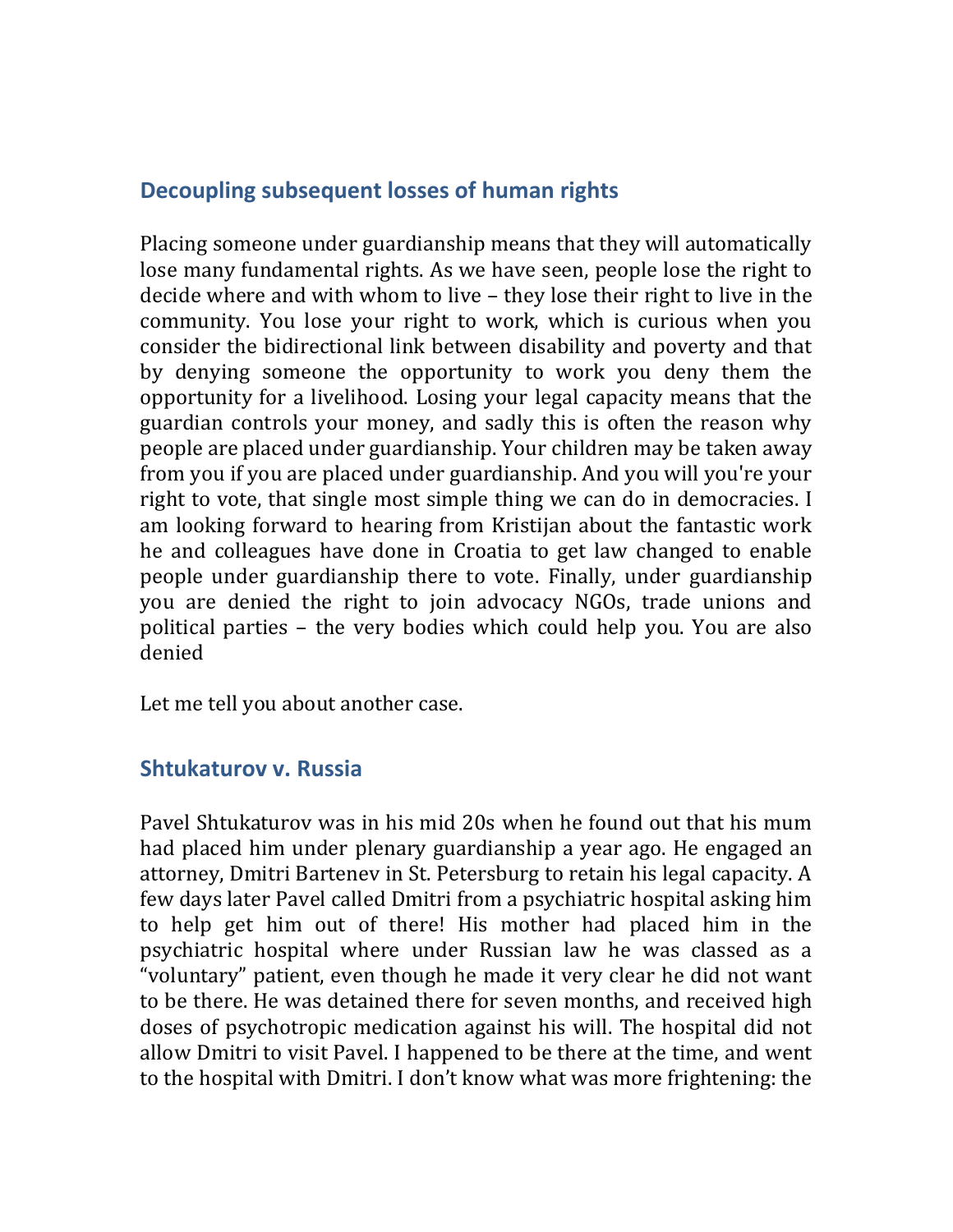## Decoupling subsequent losses of human rights

Placing someone under guardianship means that they will automatically lose many fundamental rights. As we have seen, people lose the right to decide where and with whom to live – they lose their right to live in the community. You lose your right to work, which is curious when you consider the bidirectional link between disability and poverty and that by denying someone the opportunity to work you deny them the opportunity for a livelihood. Losing your legal capacity means that the guardian controls your money, and sadly this is often the reason why people are placed under guardianship. Your children may be taken away from you if you are placed under guardianship. And you will you're your right to vote, that single most simple thing we can do in democracies. I am looking forward to hearing from Kristijan about the fantastic work he and colleagues have done in Croatia to get law changed to enable people under guardianship there to vote. Finally, under guardianship you are denied the right to join advocacy NGOs, trade unions and political parties – the very bodies which could help you. You are also denied

Let me tell you about another case.

## Shtukaturov v. Russia

Pavel Shtukaturov was in his mid 20s when he found out that his mum had placed him under plenary guardianship a year ago. He engaged an attorney, Dmitri Bartenev in St. Petersburg to retain his legal capacity. A few days later Pavel called Dmitri from a psychiatric hospital asking him to help get him out of there! His mother had placed him in the psychiatric hospital where under Russian law he was classed as a "voluntary" patient, even though he made it very clear he did not want to be there. He was detained there for seven months, and received high doses of psychotropic medication against his will. The hospital did not allow Dmitri to visit Pavel. I happened to be there at the time, and went to the hospital with Dmitri. I don't know what was more frightening: the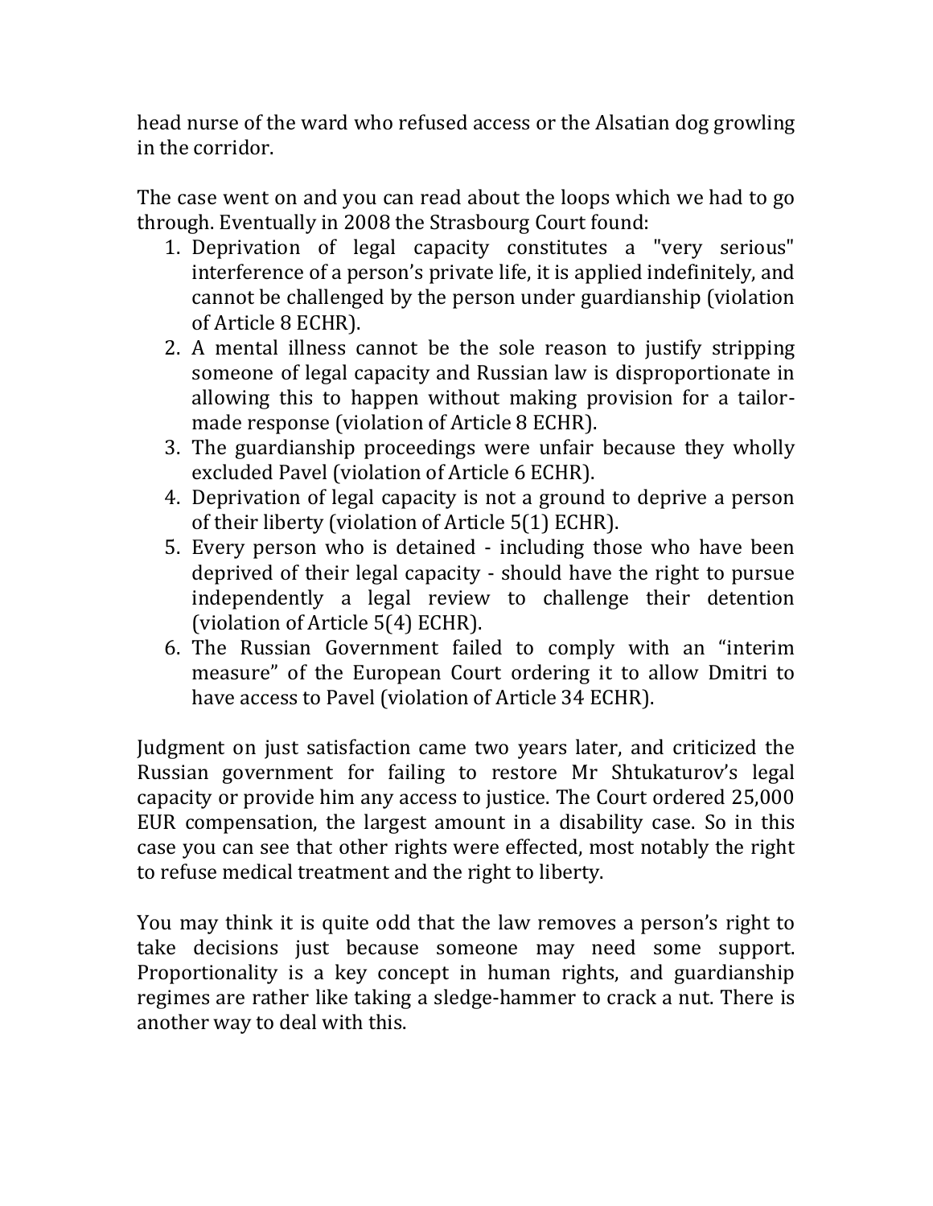head nurse of the ward who refused access or the Alsatian dog growling in the corridor.

The case went on and you can read about the loops which we had to go through. Eventually in 2008 the Strasbourg Court found:

1. Deprivation of legal capacity constitutes a "very serious" interference of a person's private life, it is applied indefinitely, and cannot be challenged by the person under guardianship (violation of Article 8 ECHR).
2. A mental illness cannot be the sole reason to justify stripping someone of legal capacity and Russian law is disproportionate in allowing this to happen without making provision for a tailor-made response (violation of Article 8 ECHR).
3. The guardianship proceedings were unfair because they wholly excluded Pavel (violation of Article 6 ECHR).
4. Deprivation of legal capacity is not a ground to deprive a person of their liberty (violation of Article 5(1) ECHR).
5. Every person who is detained - including those who have been deprived of their legal capacity - should have the right to pursue independently a legal review to challenge their detention (violation of Article 5(4) ECHR).
6. The Russian Government failed to comply with an "interim measure" of the European Court ordering it to allow Dmitri to have access to Pavel (violation of Article 34 ECHR).

Judgment on just satisfaction came two years later, and criticized the Russian government for failing to restore Mr Shtukaturov's legal capacity or provide him any access to justice. The Court ordered 25,000 EUR compensation, the largest amount in a disability case. So in this case you can see that other rights were effected, most notably the right to refuse medical treatment and the right to liberty.

You may think it is quite odd that the law removes a person's right to take decisions just because someone may need some support. Proportionality is a key concept in human rights, and guardianship regimes are rather like taking a sledge-hammer to crack a nut. There is another way to deal with this.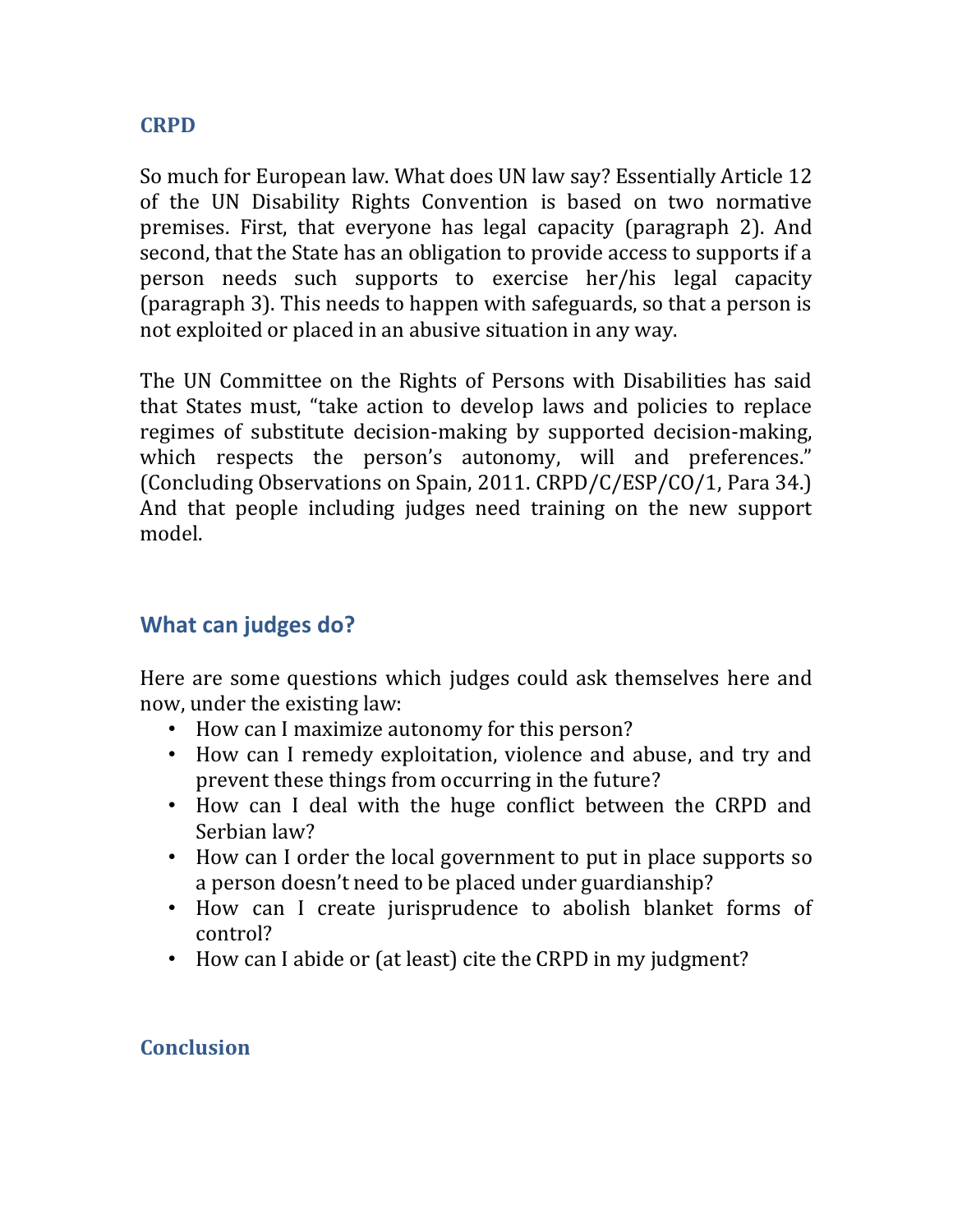## CRPD

So much for European law. What does UN law say? Essentially Article 12 of the UN Disability Rights Convention is based on two normative premises. First, that everyone has legal capacity (paragraph 2). And second, that the State has an obligation to provide access to supports if a person needs such supports to exercise her/his legal capacity (paragraph 3). This needs to happen with safeguards, so that a person is not exploited or placed in an abusive situation in any way.

The UN Committee on the Rights of Persons with Disabilities has said that States must, "take action to develop laws and policies to replace regimes of substitute decision-making by supported decision-making, which respects the person's autonomy, will and preferences." (Concluding Observations on Spain, 2011. CRPD/C/ESP/CO/1, Para 34.) And that people including judges need training on the new support model.

## What can judges do?

Here are some questions which judges could ask themselves here and now, under the existing law:

- How can I maximize autonomy for this person?
- How can I remedy exploitation, violence and abuse, and try and prevent these things from occurring in the future?
- How can I deal with the huge conflict between the CRPD and Serbian law?
- How can I order the local government to put in place supports so a person doesn't need to be placed under guardianship?
- How can I create jurisprudence to abolish blanket forms of control?
- How can I abide or (at least) cite the CRPD in my judgment?

## Conclusion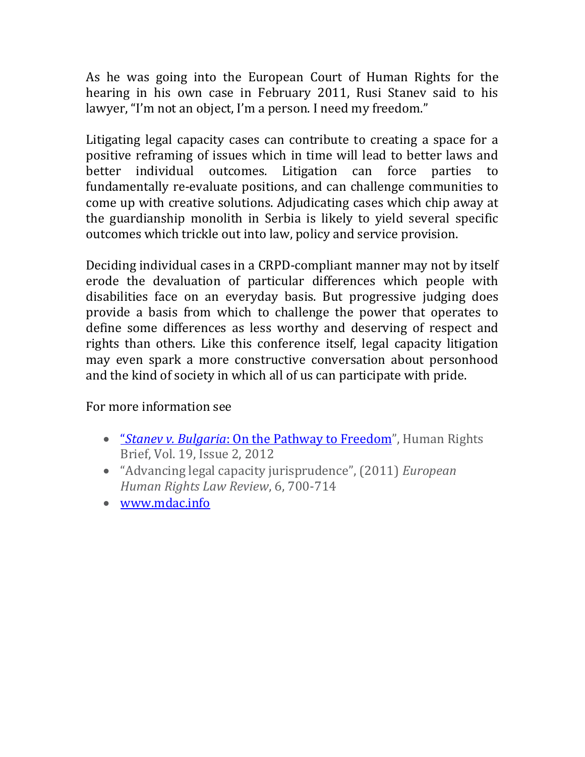As he was going into the European Court of Human Rights for the hearing in his own case in February 2011, Rusi Stanev said to his lawyer, "I'm not an object, I'm a person. I need my freedom."

Litigating legal capacity cases can contribute to creating a space for a positive reframing of issues which in time will lead to better laws and better individual outcomes. Litigation can force parties to fundamentally re-evaluate positions, and can challenge communities to come up with creative solutions. Adjudicating cases which chip away at the guardianship monolith in Serbia is likely to yield several specific outcomes which trickle out into law, policy and service provision.

Deciding individual cases in a CRPD-compliant manner may not by itself erode the devaluation of particular differences which people with disabilities face on an everyday basis. But progressive judging does provide a basis from which to challenge the power that operates to define some differences as less worthy and deserving of respect and rights than others. Like this conference itself, legal capacity litigation may even spark a more constructive conversation about personhood and the kind of society in which all of us can participate with pride.

For more information see

- "*Stanev v. Bulgaria*: On the Pathway to Freedom", Human Rights Brief, Vol. 19, Issue 2, 2012
- "Advancing legal capacity jurisprudence", (2011) *European Human Rights Law Review*, 6, 700-714
- www.mdac.info